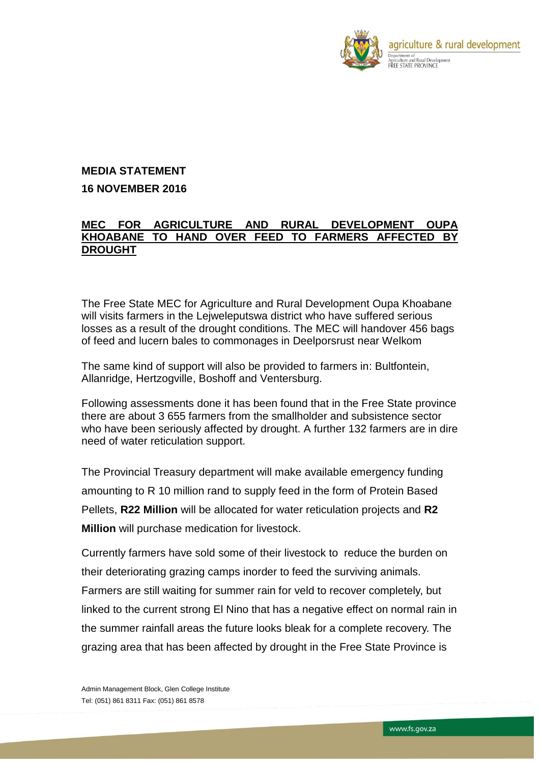**MEDIA STATEMENT**

**16 NOVEMBER 2016**

## MEC FOR AGRICULTURE AND RURAL DEVELOPMENT OUPA KHOABANE TO HAND OVER FEED TO FARMERS AFFECTED BY DROUGHT

The Free State MEC for Agriculture and Rural Development Oupa Khoabane will visits farmers in the Lejweleputswa district who have suffered serious losses as a result of the drought conditions. The MEC will handover 456 bags of feed and lucern bales to commonages in Deelporsrust near Welkom

The same kind of support will also be provided to farmers in: Bultfontein, Allanridge, Hertzogville, Boshoff and Ventersburg.

Following assessments done it has been found that in the Free State province there are about 3 655 farmers from the smallholder and subsistence sector who have been seriously affected by drought. A further 132 farmers are in dire need of water reticulation support.

The Provincial Treasury department will make available emergency funding amounting to R 10 million rand to supply feed in the form of Protein Based Pellets, **R22 Million** will be allocated for water reticulation projects and **R2 Million** will purchase medication for livestock.

Currently farmers have sold some of their livestock to reduce the burden on their deteriorating grazing camps inorder to feed the surviving animals. Farmers are still waiting for summer rain for veld to recover completely, but linked to the current strong El Nino that has a negative effect on normal rain in the summer rainfall areas the future looks bleak for a complete recovery. The grazing area that has been affected by drought in the Free State Province is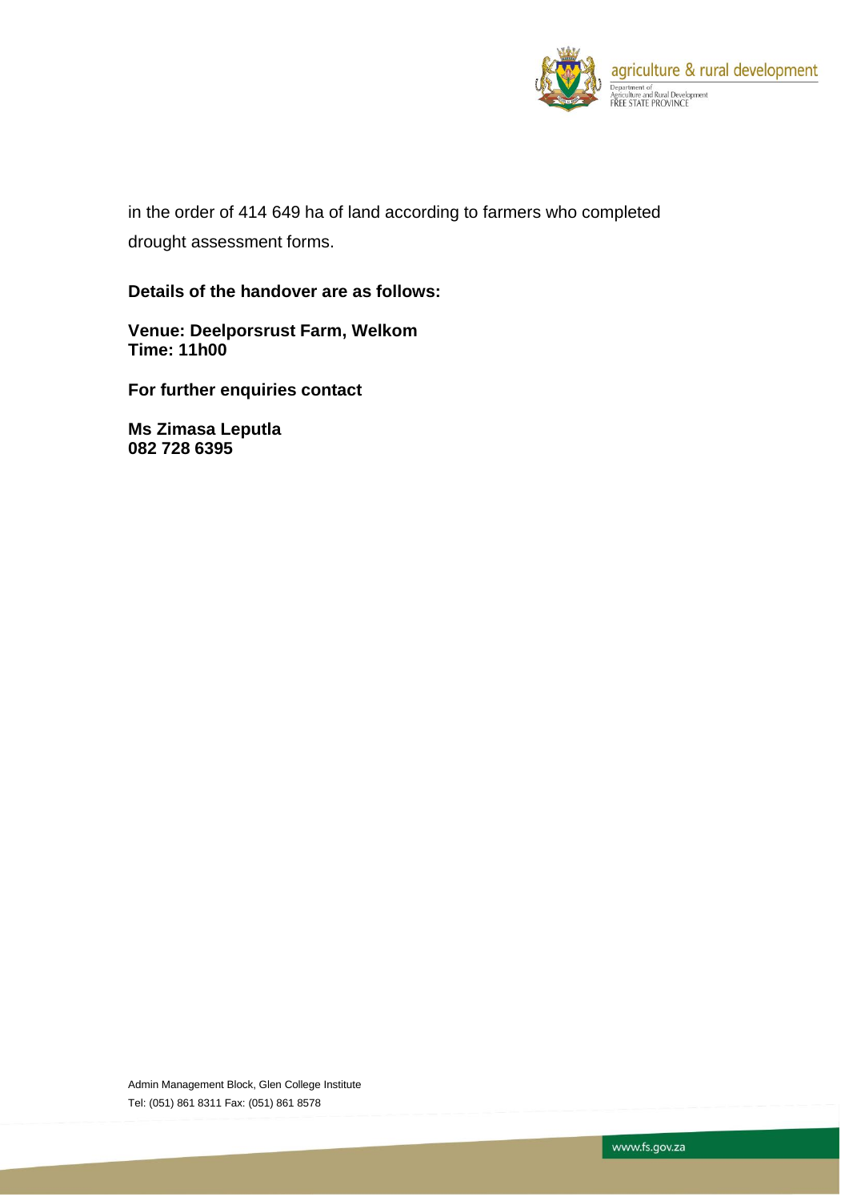in the order of 414 649 ha of land according to farmers who completed drought assessment forms.

**Details of the handover are as follows:**

**Venue: Deelporsrust Farm, Welkom**
**Time: 11h00**

**For further enquiries contact**

**Ms Zimasa Leputla**
**082 728 6395**